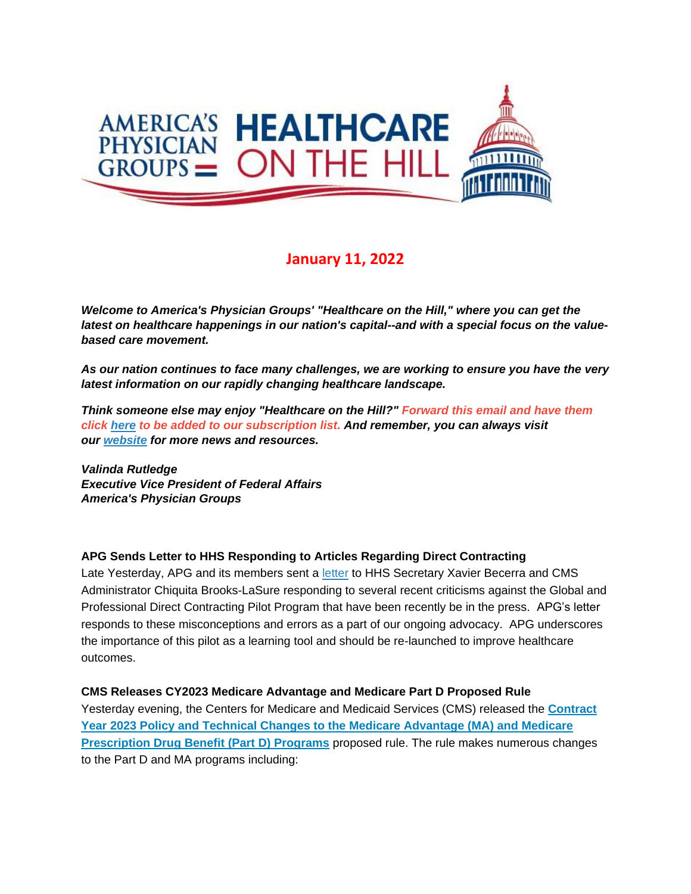AMERICA'S PHYSICIAN GROUPS HEALTHCARE ON THE HILL

## January 11, 2022

***Welcome to America's Physician Groups' "Healthcare on the Hill," where you can get the latest on healthcare happenings in our nation's capital--and with a special focus on the value-based care movement.***

***As our nation continues to face many challenges, we are working to ensure you have the very latest information on our rapidly changing healthcare landscape.***

***Think someone else may enjoy "Healthcare on the Hill?" Forward this email and have them click here to be added to our subscription list. And remember, you can always visit our website for more news and resources.***

***Valinda Rutledge***
***Executive Vice President of Federal Affairs***
***America's Physician Groups***

**APG Sends Letter to HHS Responding to Articles Regarding Direct Contracting**

Late Yesterday, APG and its members sent a letter to HHS Secretary Xavier Becerra and CMS Administrator Chiquita Brooks-LaSure responding to several recent criticisms against the Global and Professional Direct Contracting Pilot Program that have been recently be in the press. APG's letter responds to these misconceptions and errors as a part of our ongoing advocacy. APG underscores the importance of this pilot as a learning tool and should be re-launched to improve healthcare outcomes.

**CMS Releases CY2023 Medicare Advantage and Medicare Part D Proposed Rule**

Yesterday evening, the Centers for Medicare and Medicaid Services (CMS) released the **Contract Year 2023 Policy and Technical Changes to the Medicare Advantage (MA) and Medicare Prescription Drug Benefit (Part D) Programs** proposed rule. The rule makes numerous changes to the Part D and MA programs including: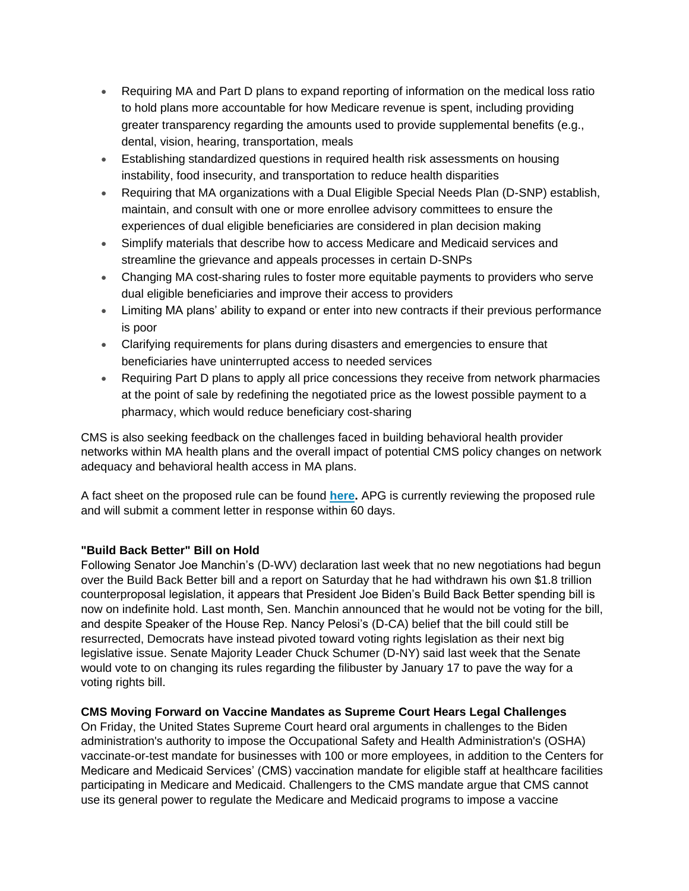- Requiring MA and Part D plans to expand reporting of information on the medical loss ratio to hold plans more accountable for how Medicare revenue is spent, including providing greater transparency regarding the amounts used to provide supplemental benefits (e.g., dental, vision, hearing, transportation, meals
- Establishing standardized questions in required health risk assessments on housing instability, food insecurity, and transportation to reduce health disparities
- Requiring that MA organizations with a Dual Eligible Special Needs Plan (D-SNP) establish, maintain, and consult with one or more enrollee advisory committees to ensure the experiences of dual eligible beneficiaries are considered in plan decision making
- Simplify materials that describe how to access Medicare and Medicaid services and streamline the grievance and appeals processes in certain D-SNPs
- Changing MA cost-sharing rules to foster more equitable payments to providers who serve dual eligible beneficiaries and improve their access to providers
- Limiting MA plans' ability to expand or enter into new contracts if their previous performance is poor
- Clarifying requirements for plans during disasters and emergencies to ensure that beneficiaries have uninterrupted access to needed services
- Requiring Part D plans to apply all price concessions they receive from network pharmacies at the point of sale by redefining the negotiated price as the lowest possible payment to a pharmacy, which would reduce beneficiary cost-sharing

CMS is also seeking feedback on the challenges faced in building behavioral health provider networks within MA health plans and the overall impact of potential CMS policy changes on network adequacy and behavioral health access in MA plans.

A fact sheet on the proposed rule can be found **here**. APG is currently reviewing the proposed rule and will submit a comment letter in response within 60 days.

**"Build Back Better" Bill on Hold**

Following Senator Joe Manchin's (D-WV) declaration last week that no new negotiations had begun over the Build Back Better bill and a report on Saturday that he had withdrawn his own $1.8 trillion counterproposal legislation, it appears that President Joe Biden's Build Back Better spending bill is now on indefinite hold. Last month, Sen. Manchin announced that he would not be voting for the bill, and despite Speaker of the House Rep. Nancy Pelosi's (D-CA) belief that the bill could still be resurrected, Democrats have instead pivoted toward voting rights legislation as their next big legislative issue. Senate Majority Leader Chuck Schumer (D-NY) said last week that the Senate would vote to on changing its rules regarding the filibuster by January 17 to pave the way for a voting rights bill.

**CMS Moving Forward on Vaccine Mandates as Supreme Court Hears Legal Challenges**

On Friday, the United States Supreme Court heard oral arguments in challenges to the Biden administration's authority to impose the Occupational Safety and Health Administration's (OSHA) vaccinate-or-test mandate for businesses with 100 or more employees, in addition to the Centers for Medicare and Medicaid Services' (CMS) vaccination mandate for eligible staff at healthcare facilities participating in Medicare and Medicaid. Challengers to the CMS mandate argue that CMS cannot use its general power to regulate the Medicare and Medicaid programs to impose a vaccine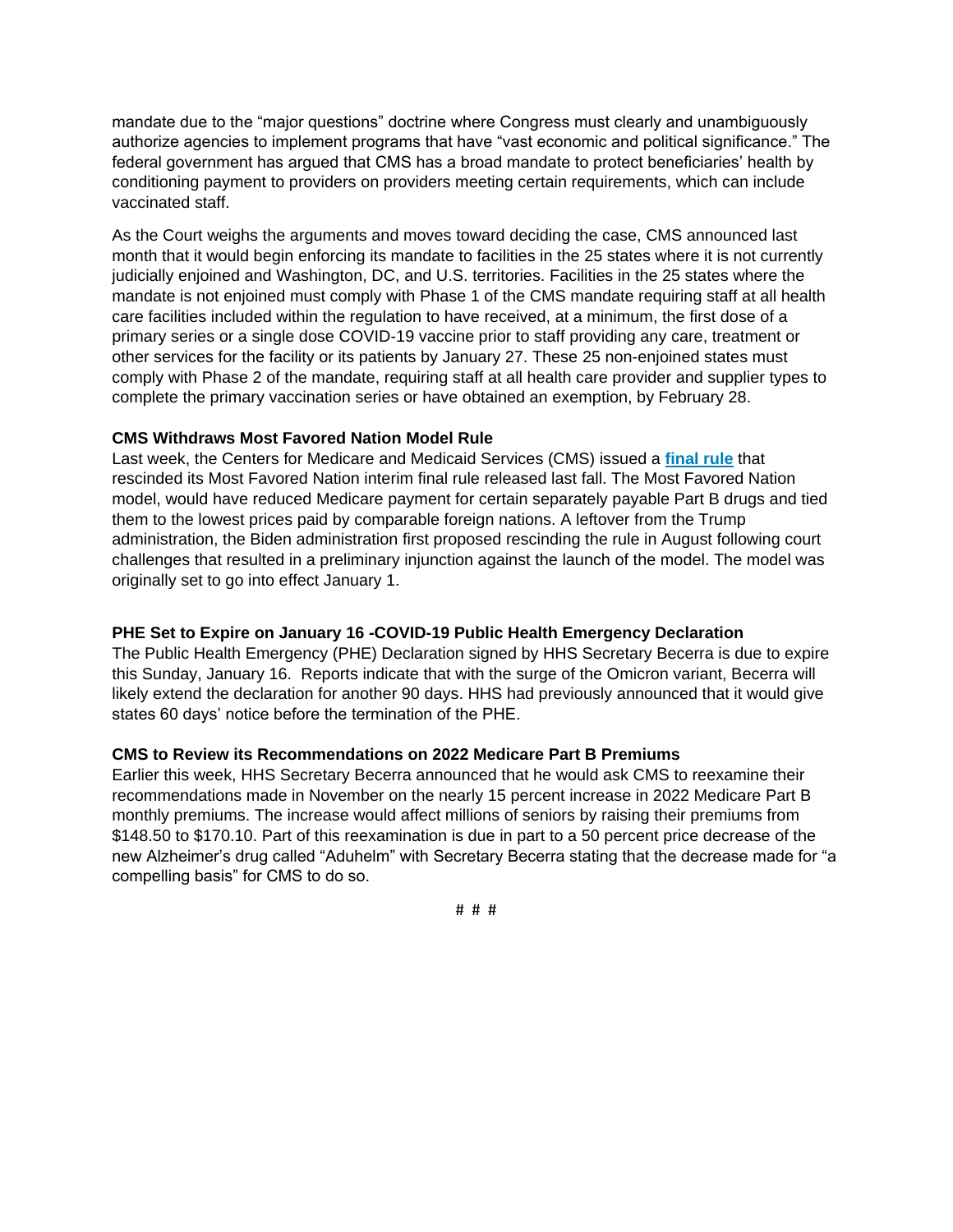mandate due to the "major questions" doctrine where Congress must clearly and unambiguously authorize agencies to implement programs that have "vast economic and political significance." The federal government has argued that CMS has a broad mandate to protect beneficiaries' health by conditioning payment to providers on providers meeting certain requirements, which can include vaccinated staff.

As the Court weighs the arguments and moves toward deciding the case, CMS announced last month that it would begin enforcing its mandate to facilities in the 25 states where it is not currently judicially enjoined and Washington, DC, and U.S. territories. Facilities in the 25 states where the mandate is not enjoined must comply with Phase 1 of the CMS mandate requiring staff at all health care facilities included within the regulation to have received, at a minimum, the first dose of a primary series or a single dose COVID-19 vaccine prior to staff providing any care, treatment or other services for the facility or its patients by January 27. These 25 non-enjoined states must comply with Phase 2 of the mandate, requiring staff at all health care provider and supplier types to complete the primary vaccination series or have obtained an exemption, by February 28.

**CMS Withdraws Most Favored Nation Model Rule**

Last week, the Centers for Medicare and Medicaid Services (CMS) issued a **final rule** that rescinded its Most Favored Nation interim final rule released last fall. The Most Favored Nation model, would have reduced Medicare payment for certain separately payable Part B drugs and tied them to the lowest prices paid by comparable foreign nations. A leftover from the Trump administration, the Biden administration first proposed rescinding the rule in August following court challenges that resulted in a preliminary injunction against the launch of the model. The model was originally set to go into effect January 1.

**PHE Set to Expire on January 16 -COVID-19 Public Health Emergency Declaration**

The Public Health Emergency (PHE) Declaration signed by HHS Secretary Becerra is due to expire this Sunday, January 16. Reports indicate that with the surge of the Omicron variant, Becerra will likely extend the declaration for another 90 days. HHS had previously announced that it would give states 60 days' notice before the termination of the PHE.

**CMS to Review its Recommendations on 2022 Medicare Part B Premiums**

Earlier this week, HHS Secretary Becerra announced that he would ask CMS to reexamine their recommendations made in November on the nearly 15 percent increase in 2022 Medicare Part B monthly premiums. The increase would affect millions of seniors by raising their premiums from $148.50 to $170.10. Part of this reexamination is due in part to a 50 percent price decrease of the new Alzheimer's drug called "Aduhelm" with Secretary Becerra stating that the decrease made for "a compelling basis" for CMS to do so.

# # #